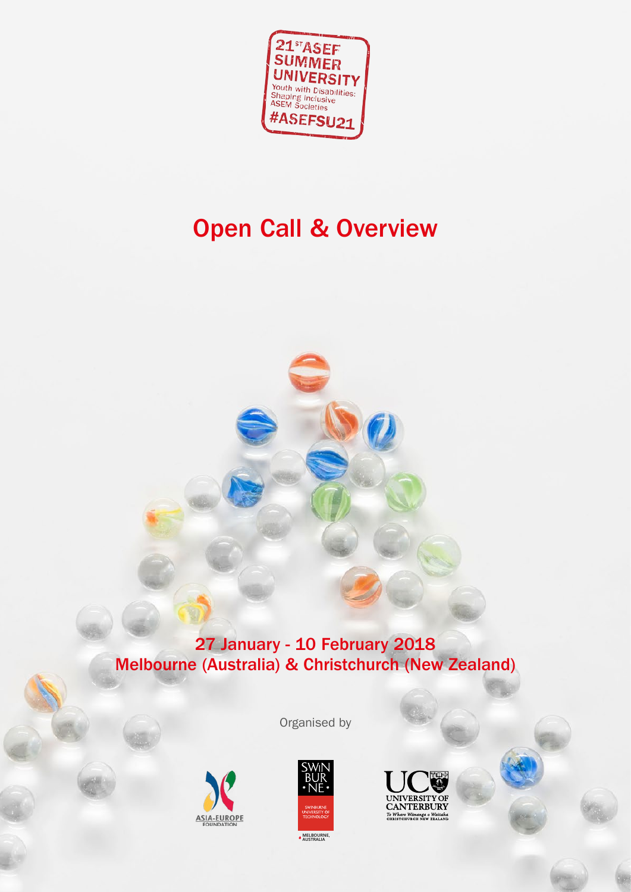21ST ASEF SUMMER UNIVERSITY

Youth with Disabilities: Shaping Inclusive ASEM Societies

#ASEFSU21

# Open Call & Overview

27 January - 10 February 2018

Melbourne (Australia) & Christchurch (New Zealand)

Organised by

ASIA-EUROPE FOUNDATION

SWINBURNE UNIVERSITY OF TECHNOLOGY MELBOURNE, AUSTRALIA

UNIVERSITY OF CANTERBURY Te Whare Wānanga o Waitaha CHRISTCHURCH NEW ZEALAND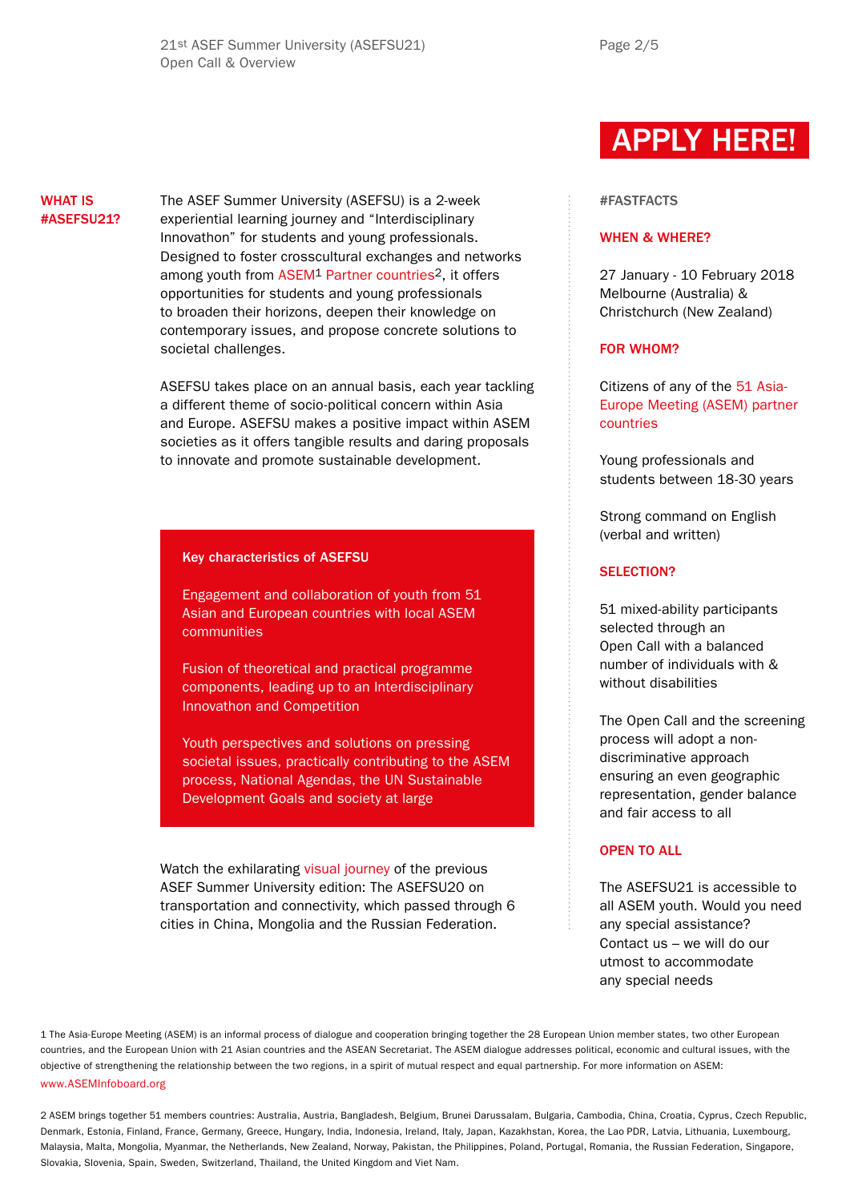APPLY HERE!

## WHAT IS #ASEFSU21?

The ASEF Summer University (ASEFSU) is a 2-week experiential learning journey and “Interdisciplinary Innovathon” for students and young professionals. Designed to foster crosscultural exchanges and networks among youth from ASEM[1] Partner countries[2], it offers opportunities for students and young professionals to broaden their horizons, deepen their knowledge on contemporary issues, and propose concrete solutions to societal challenges.

ASEFSU takes place on an annual basis, each year tackling a different theme of socio-political concern within Asia and Europe. ASEFSU makes a positive impact within ASEM societies as it offers tangible results and daring proposals to innovate and promote sustainable development.

**Key characteristics of ASEFSU**

Engagement and collaboration of youth from 51 Asian and European countries with local ASEM communities

Fusion of theoretical and practical programme components, leading up to an Interdisciplinary Innovathon and Competition

Youth perspectives and solutions on pressing societal issues, practically contributing to the ASEM process, National Agendas, the UN Sustainable Development Goals and society at large

Watch the exhilarating visual journey of the previous ASEF Summer University edition: The ASEFSU20 on transportation and connectivity, which passed through 6 cities in China, Mongolia and the Russian Federation.

## #FASTFACTS

### WHEN & WHERE?

27 January - 10 February 2018
Melbourne (Australia) & Christchurch (New Zealand)

### FOR WHOM?

Citizens of any of the 51 Asia-Europe Meeting (ASEM) partner countries

Young professionals and students between 18-30 years

Strong command on English (verbal and written)

### SELECTION?

51 mixed-ability participants selected through an Open Call with a balanced number of individuals with & without disabilities

The Open Call and the screening process will adopt a non-discriminative approach ensuring an even geographic representation, gender balance and fair access to all

### OPEN TO ALL

The ASEFSU21 is accessible to all ASEM youth. Would you need any special assistance? Contact us – we will do our utmost to accommodate any special needs

---

1 The Asia-Europe Meeting (ASEM) is an informal process of dialogue and cooperation bringing together the 28 European Union member states, two other European countries, and the European Union with 21 Asian countries and the ASEAN Secretariat. The ASEM dialogue addresses political, economic and cultural issues, with the objective of strengthening the relationship between the two regions, in a spirit of mutual respect and equal partnership. For more information on ASEM: www.ASEMInfoboard.org

2 ASEM brings together 51 members countries: Australia, Austria, Bangladesh, Belgium, Brunei Darussalam, Bulgaria, Cambodia, China, Croatia, Cyprus, Czech Republic, Denmark, Estonia, Finland, France, Germany, Greece, Hungary, India, Indonesia, Ireland, Italy, Japan, Kazakhstan, Korea, the Lao PDR, Latvia, Lithuania, Luxembourg, Malaysia, Malta, Mongolia, Myanmar, the Netherlands, New Zealand, Norway, Pakistan, the Philippines, Poland, Portugal, Romania, the Russian Federation, Singapore, Slovakia, Slovenia, Spain, Sweden, Switzerland, Thailand, the United Kingdom and Viet Nam.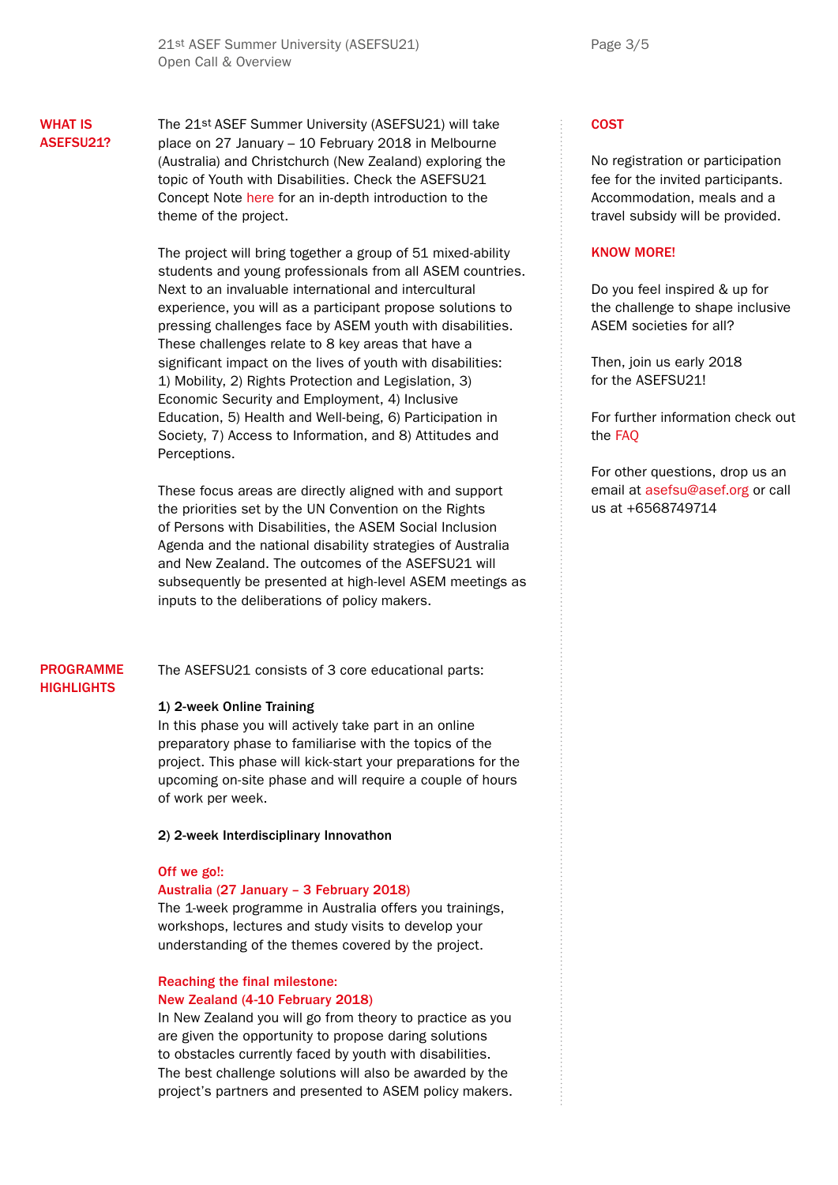## WHAT IS ASEFSU21?

The 21st ASEF Summer University (ASEFSU21) will take place on 27 January – 10 February 2018 in Melbourne (Australia) and Christchurch (New Zealand) exploring the topic of Youth with Disabilities. Check the ASEFSU21 Concept Note here for an in-depth introduction to the theme of the project.

The project will bring together a group of 51 mixed-ability students and young professionals from all ASEM countries. Next to an invaluable international and intercultural experience, you will as a participant propose solutions to pressing challenges face by ASEM youth with disabilities. These challenges relate to 8 key areas that have a significant impact on the lives of youth with disabilities: 1) Mobility, 2) Rights Protection and Legislation, 3) Economic Security and Employment, 4) Inclusive Education, 5) Health and Well-being, 6) Participation in Society, 7) Access to Information, and 8) Attitudes and Perceptions.

These focus areas are directly aligned with and support the priorities set by the UN Convention on the Rights of Persons with Disabilities, the ASEM Social Inclusion Agenda and the national disability strategies of Australia and New Zealand. The outcomes of the ASEFSU21 will subsequently be presented at high-level ASEM meetings as inputs to the deliberations of policy makers.

## PROGRAMME HIGHLIGHTS

The ASEFSU21 consists of 3 core educational parts:

**1) 2-week Online Training**

In this phase you will actively take part in an online preparatory phase to familiarise with the topics of the project. This phase will kick-start your preparations for the upcoming on-site phase and will require a couple of hours of work per week.

**2) 2-week Interdisciplinary Innovathon**

**Off we go!:**
**Australia (27 January – 3 February 2018)**

The 1-week programme in Australia offers you trainings, workshops, lectures and study visits to develop your understanding of the themes covered by the project.

**Reaching the final milestone:**
**New Zealand (4-10 February 2018)**

In New Zealand you will go from theory to practice as you are given the opportunity to propose daring solutions to obstacles currently faced by youth with disabilities. The best challenge solutions will also be awarded by the project's partners and presented to ASEM policy makers.

## COST

No registration or participation fee for the invited participants. Accommodation, meals and a travel subsidy will be provided.

## KNOW MORE!

Do you feel inspired & up for the challenge to shape inclusive ASEM societies for all?

Then, join us early 2018 for the ASEFSU21!

For further information check out the FAQ

For other questions, drop us an email at asefsu@asef.org or call us at +6568749714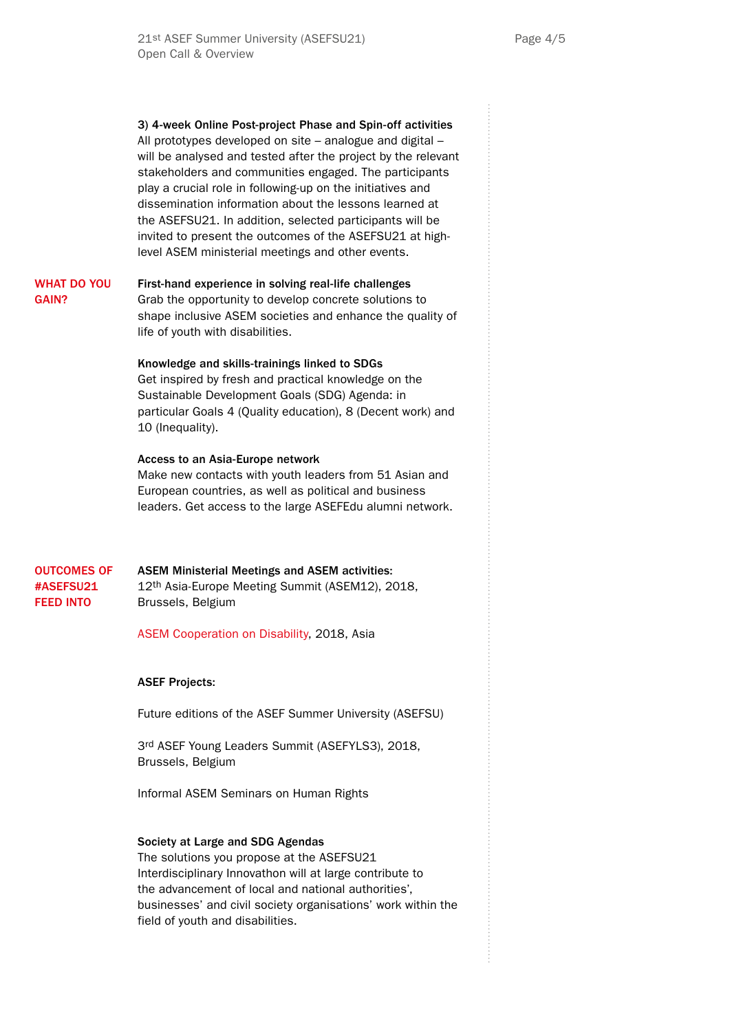**3) 4-week Online Post-project Phase and Spin-off activities**
All prototypes developed on site – analogue and digital – will be analysed and tested after the project by the relevant stakeholders and communities engaged. The participants play a crucial role in following-up on the initiatives and dissemination information about the lessons learned at the ASEFSU21. In addition, selected participants will be invited to present the outcomes of the ASEFSU21 at high-level ASEM ministerial meetings and other events.

## WHAT DO YOU GAIN?

**First-hand experience in solving real-life challenges**
Grab the opportunity to develop concrete solutions to shape inclusive ASEM societies and enhance the quality of life of youth with disabilities.

**Knowledge and skills-trainings linked to SDGs**
Get inspired by fresh and practical knowledge on the Sustainable Development Goals (SDG) Agenda: in particular Goals 4 (Quality education), 8 (Decent work) and 10 (Inequality).

**Access to an Asia-Europe network**
Make new contacts with youth leaders from 51 Asian and European countries, as well as political and business leaders. Get access to the large ASEFEdu alumni network.

## OUTCOMES OF #ASEFSU21 FEED INTO

**ASEM Ministerial Meetings and ASEM activities:**
12th Asia-Europe Meeting Summit (ASEM12), 2018, Brussels, Belgium

ASEM Cooperation on Disability, 2018, Asia

**ASEF Projects:**

Future editions of the ASEF Summer University (ASEFSU)

3rd ASEF Young Leaders Summit (ASEFYLS3), 2018, Brussels, Belgium

Informal ASEM Seminars on Human Rights

**Society at Large and SDG Agendas**
The solutions you propose at the ASEFSU21 Interdisciplinary Innovathon will at large contribute to the advancement of local and national authorities', businesses' and civil society organisations' work within the field of youth and disabilities.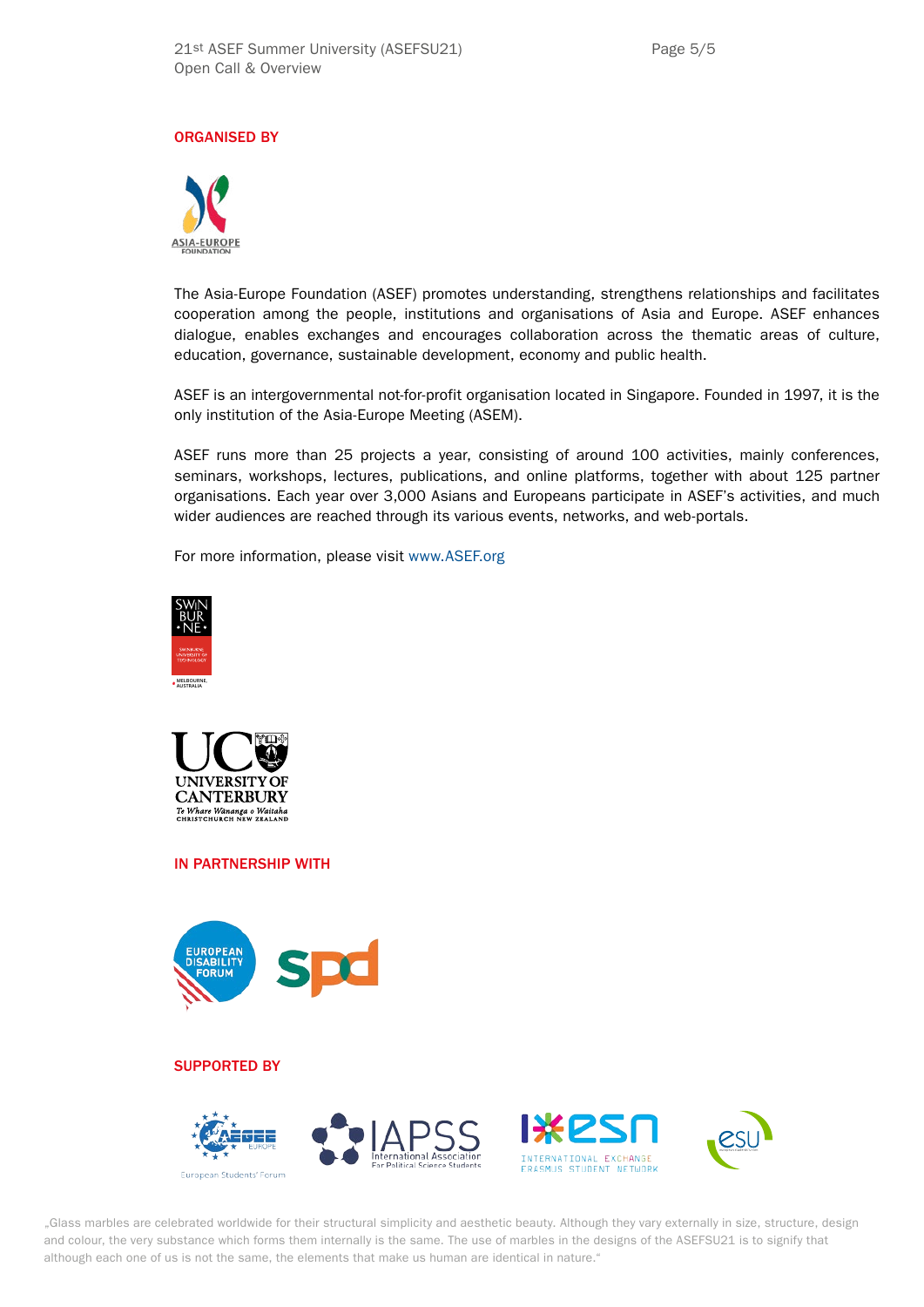## ORGANISED BY

The Asia-Europe Foundation (ASEF) promotes understanding, strengthens relationships and facilitates cooperation among the people, institutions and organisations of Asia and Europe. ASEF enhances dialogue, enables exchanges and encourages collaboration across the thematic areas of culture, education, governance, sustainable development, economy and public health.

ASEF is an intergovernmental not-for-profit organisation located in Singapore. Founded in 1997, it is the only institution of the Asia-Europe Meeting (ASEM).

ASEF runs more than 25 projects a year, consisting of around 100 activities, mainly conferences, seminars, workshops, lectures, publications, and online platforms, together with about 125 partner organisations. Each year over 3,000 Asians and Europeans participate in ASEF's activities, and much wider audiences are reached through its various events, networks, and web-portals.

For more information, please visit www.ASEF.org

## IN PARTNERSHIP WITH

## SUPPORTED BY

„Glass marbles are celebrated worldwide for their structural simplicity and aesthetic beauty. Although they vary externally in size, structure, design and colour, the very substance which forms them internally is the same. The use of marbles in the designs of the ASEFSU21 is to signify that although each one of us is not the same, the elements that make us human are identical in nature."